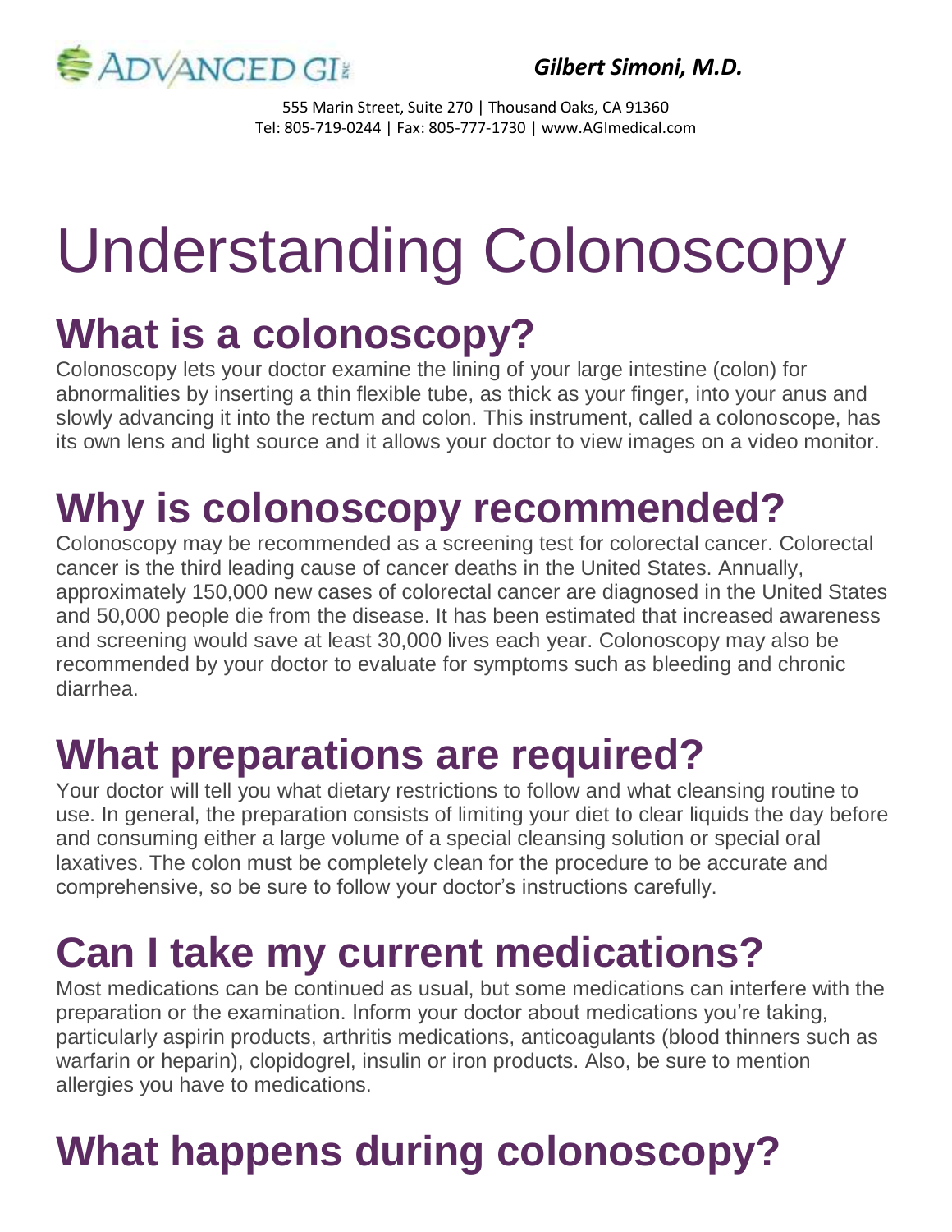ADVANCED GI

*Gilbert Simoni, M.D.*

555 Marin Street, Suite 270 | Thousand Oaks, CA 91360
Tel: 805-719-0244 | Fax: 805-777-1730 | www.AGImedical.com

# Understanding Colonoscopy

## What is a colonoscopy?

Colonoscopy lets your doctor examine the lining of your large intestine (colon) for abnormalities by inserting a thin flexible tube, as thick as your finger, into your anus and slowly advancing it into the rectum and colon. This instrument, called a colonoscope, has its own lens and light source and it allows your doctor to view images on a video monitor.

## Why is colonoscopy recommended?

Colonoscopy may be recommended as a screening test for colorectal cancer. Colorectal cancer is the third leading cause of cancer deaths in the United States. Annually, approximately 150,000 new cases of colorectal cancer are diagnosed in the United States and 50,000 people die from the disease. It has been estimated that increased awareness and screening would save at least 30,000 lives each year. Colonoscopy may also be recommended by your doctor to evaluate for symptoms such as bleeding and chronic diarrhea.

## What preparations are required?

Your doctor will tell you what dietary restrictions to follow and what cleansing routine to use. In general, the preparation consists of limiting your diet to clear liquids the day before and consuming either a large volume of a special cleansing solution or special oral laxatives. The colon must be completely clean for the procedure to be accurate and comprehensive, so be sure to follow your doctor's instructions carefully.

## Can I take my current medications?

Most medications can be continued as usual, but some medications can interfere with the preparation or the examination. Inform your doctor about medications you're taking, particularly aspirin products, arthritis medications, anticoagulants (blood thinners such as warfarin or heparin), clopidogrel, insulin or iron products. Also, be sure to mention allergies you have to medications.

## What happens during colonoscopy?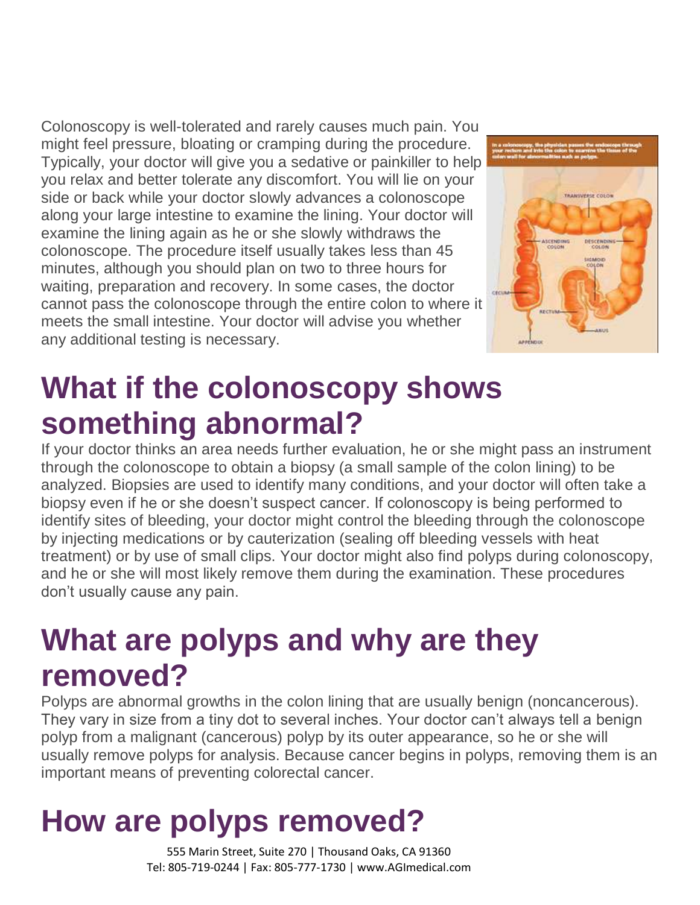Colonoscopy is well-tolerated and rarely causes much pain. You might feel pressure, bloating or cramping during the procedure. Typically, your doctor will give you a sedative or painkiller to help you relax and better tolerate any discomfort. You will lie on your side or back while your doctor slowly advances a colonoscope along your large intestine to examine the lining. Your doctor will examine the lining again as he or she slowly withdraws the colonoscope. The procedure itself usually takes less than 45 minutes, although you should plan on two to three hours for waiting, preparation and recovery. In some cases, the doctor cannot pass the colonoscope through the entire colon to where it meets the small intestine. Your doctor will advise you whether any additional testing is necessary.

# What if the colonoscopy shows something abnormal?

If your doctor thinks an area needs further evaluation, he or she might pass an instrument through the colonoscope to obtain a biopsy (a small sample of the colon lining) to be analyzed. Biopsies are used to identify many conditions, and your doctor will often take a biopsy even if he or she doesn't suspect cancer. If colonoscopy is being performed to identify sites of bleeding, your doctor might control the bleeding through the colonoscope by injecting medications or by cauterization (sealing off bleeding vessels with heat treatment) or by use of small clips. Your doctor might also find polyps during colonoscopy, and he or she will most likely remove them during the examination. These procedures don't usually cause any pain.

# What are polyps and why are they removed?

Polyps are abnormal growths in the colon lining that are usually benign (noncancerous). They vary in size from a tiny dot to several inches. Your doctor can't always tell a benign polyp from a malignant (cancerous) polyp by its outer appearance, so he or she will usually remove polyps for analysis. Because cancer begins in polyps, removing them is an important means of preventing colorectal cancer.

# How are polyps removed?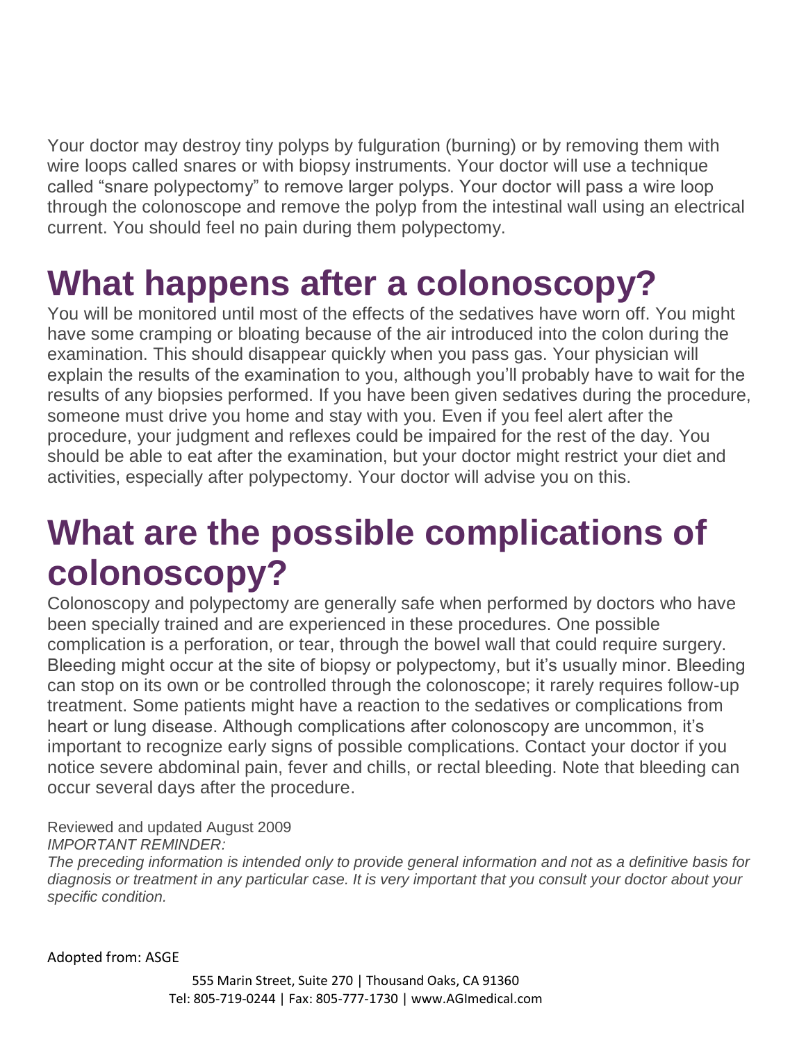Your doctor may destroy tiny polyps by fulguration (burning) or by removing them with wire loops called snares or with biopsy instruments. Your doctor will use a technique called "snare polypectomy" to remove larger polyps. Your doctor will pass a wire loop through the colonoscope and remove the polyp from the intestinal wall using an electrical current. You should feel no pain during them polypectomy.

# What happens after a colonoscopy?

You will be monitored until most of the effects of the sedatives have worn off. You might have some cramping or bloating because of the air introduced into the colon during the examination. This should disappear quickly when you pass gas. Your physician will explain the results of the examination to you, although you'll probably have to wait for the results of any biopsies performed. If you have been given sedatives during the procedure, someone must drive you home and stay with you. Even if you feel alert after the procedure, your judgment and reflexes could be impaired for the rest of the day. You should be able to eat after the examination, but your doctor might restrict your diet and activities, especially after polypectomy. Your doctor will advise you on this.

# What are the possible complications of colonoscopy?

Colonoscopy and polypectomy are generally safe when performed by doctors who have been specially trained and are experienced in these procedures. One possible complication is a perforation, or tear, through the bowel wall that could require surgery. Bleeding might occur at the site of biopsy or polypectomy, but it's usually minor. Bleeding can stop on its own or be controlled through the colonoscope; it rarely requires follow-up treatment. Some patients might have a reaction to the sedatives or complications from heart or lung disease. Although complications after colonoscopy are uncommon, it's important to recognize early signs of possible complications. Contact your doctor if you notice severe abdominal pain, fever and chills, or rectal bleeding. Note that bleeding can occur several days after the procedure.

Reviewed and updated August 2009

*IMPORTANT REMINDER:*

*The preceding information is intended only to provide general information and not as a definitive basis for diagnosis or treatment in any particular case. It is very important that you consult your doctor about your specific condition.*

Adopted from: ASGE